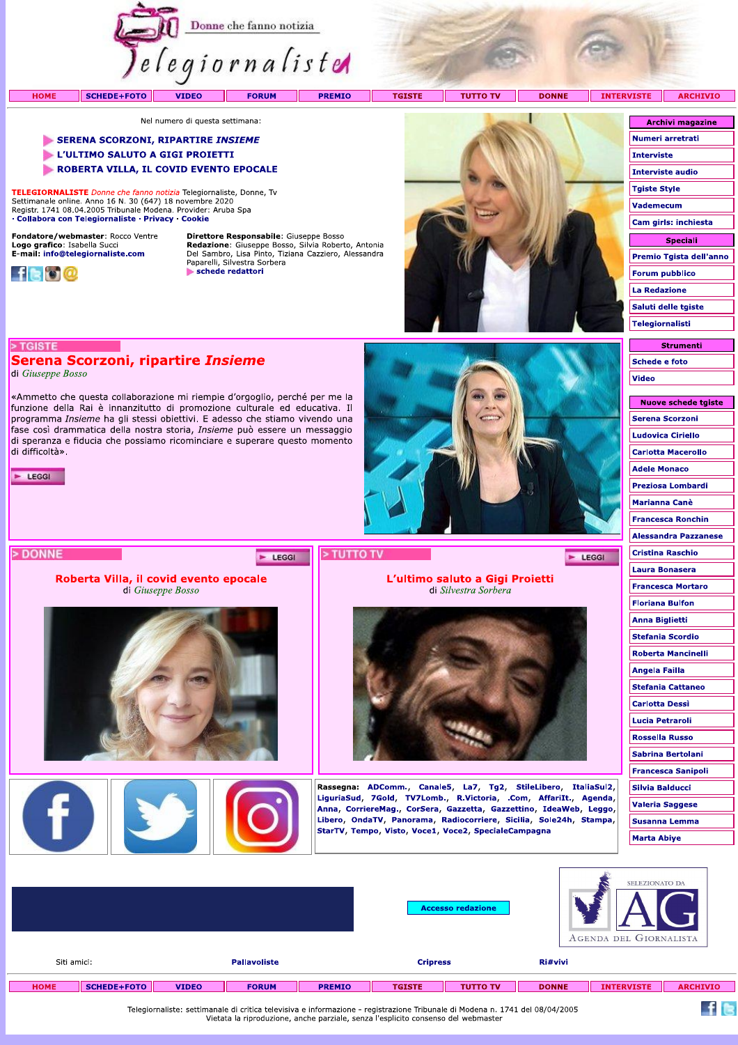Donne che fanno notizia

Telegiornaliste

HOME | SCHEDE+FOTO | VIDEO | FORUM | PREMIO | TGISTE | TUTTO TV | DONNE | INTERVISTE | ARCHIVIO

Nel numero di questa settimana:

- SERENA SCORZONI, RIPARTIRE *INSIEME*
- L'ULTIMO SALUTO A GIGI PROIETTI
- ROBERTA VILLA, IL COVID EVENTO EPOCALE

**TELEGIORNALISTE** *Donne che fanno notizia* Telegiornaliste, Donne, Tv
Settimanale online. Anno 16 N. 30 (647) 18 novembre 2020
Registr. 1741 08.04.2005 Tribunale Modena. Provider: Aruba Spa
· Collabora con Telegiornaliste · Privacy · Cookie

**Fondatore/webmaster**: Rocco Ventre
**Logo grafico**: Isabella Succi
**E-mail**: info@telegiornaliste.com

**Direttore Responsabile**: Giuseppe Bosso
**Redazione**: Giuseppe Bosso, Silvia Roberto, Antonia Del Sambro, Lisa Pinto, Tiziana Cazziero, Alessandra Paparelli, Silvestra Sorbera
schede redattori

> TGISTE

## Serena Scorzoni, ripartire *Insieme*

di *Giuseppe Bosso*

«Ammetto che questa collaborazione mi riempie d'orgoglio, perché per me la funzione della Rai è innanzitutto di promozione culturale ed educativa. Il programma *Insieme* ha gli stessi obiettivi. E adesso che stiamo vivendo una fase così drammatica della nostra storia, *Insieme* può essere un messaggio di speranza e fiducia che possiamo ricominciare e superare questo momento di difficoltà».

LEGGI

> DONNE

## Roberta Villa, il covid evento epocale

di *Giuseppe Bosso*

LEGGI

> TUTTO TV

## L'ultimo saluto a Gigi Proietti

di *Silvestra Sorbera*

LEGGI

**Rassegna**: ADComm., Canale5, La7, Tg2, StileLibero, ItaliaSul2, LiguriaSud, 7Gold, TV7Lomb., R.Victoria, .Com, AffariIt., Agenda, Anna, CorriereMag., CorSera, Gazzetta, Gazzettino, IdeaWeb, Leggo, Libero, OndaTV, Panorama, Radiocorriere, Sicilia, Sole24h, Stampa, StarTV, Tempo, Visto, Voce1, Voce2, SpecialeCampagna

**Archivi magazine**
- Numeri arretrati
- Interviste
- Interviste audio
- Tgiste Style
- Vademecum
- Cam girls: inchiesta

**Speciali**
- Premio Tgista dell'anno
- Forum pubblico
- La Redazione
- Saluti delle tgiste
- Telegiornalisti

**Strumenti**
- Schede e foto
- Video

**Nuove schede tgiste**
- Serena Scorzoni
- Ludovica Ciriello
- Carlotta Macerollo
- Adele Monaco
- Preziosa Lombardi
- Marianna Canè
- Francesca Ronchin
- Alessandra Pazzanese
- Cristina Raschio
- Laura Bonasera
- Francesca Mortaro
- Floriana Bulfon
- Anna Biglietti
- Stefania Scordio
- Roberta Mancinelli
- Angela Failla
- Stefania Cattaneo
- Carlotta Dessì
- Lucia Petraroli
- Rossella Russo
- Sabrina Bertolani
- Francesca Sanipoli
- Silvia Balducci
- Valeria Saggese
- Susanna Lemma
- Marta Abiye

Accesso redazione

SELEZIONATO DA AG AGENDA DEL GIORNALISTA

Siti amici: Pallavoliste | Cripress | Ri#vivi

HOME | SCHEDE+FOTO | VIDEO | FORUM | PREMIO | TGISTE | TUTTO TV | DONNE | INTERVISTE | ARCHIVIO

Telegiornaliste: settimanale di critica televisiva e informazione - registrazione Tribunale di Modena n. 1741 del 08/04/2005
Vietata la riproduzione, anche parziale, senza l'esplicito consenso del webmaster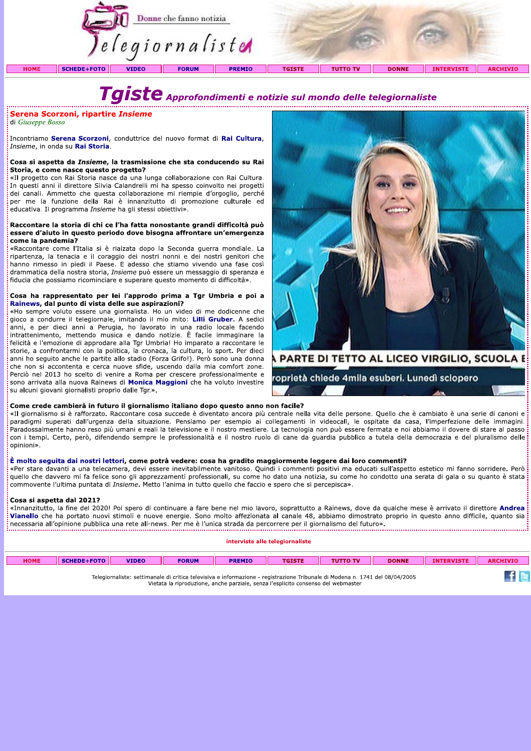Telegiornaliste — Donne che fanno notizia

HOME | SCHEDE+FOTO | VIDEO | FORUM | PREMIO | TGISTE | TUTTO TV | DONNE | INTERVISTE | ARCHIVIO

# Tgiste *Approfondimenti e notizie sul mondo delle telegiornaliste*

## Serena Scorzoni, ripartire *Insieme*

di *Giuseppe Bosso*

Incontriamo **Serena Scorzoni**, conduttrice del nuovo format di **Rai Cultura**, *Insieme*, in onda su **Rai Storia**.

**Cosa si aspetta da *Insieme*, la trasmissione che sta conducendo su Rai Storia, e come nasce questo progetto?**
«Il progetto con Rai Storia nasce da una lunga collaborazione con Rai Cultura. In questi anni il direttore Silvia Calandrelli mi ha spesso coinvolto nei progetti dei canali. Ammetto che questa collaborazione mi riempie d'orgoglio, perché per me la funzione della Rai è innanzitutto di promozione culturale ed educativa. Il programma *Insieme* ha gli stessi obiettivi».

**Raccontare la storia di chi ce l'ha fatta nonostante grandi difficoltà può essere d'aiuto in questo periodo dove bisogna affrontare un'emergenza come la pandemia?**
«Raccontare come l'Italia si è rialzata dopo la Seconda guerra mondiale. La ripartenza, la tenacia e il coraggio dei nostri nonni e dei nostri genitori che hanno rimesso in piedi il Paese. E adesso che stiamo vivendo una fase così drammatica della nostra storia, *Insieme* può essere un messaggio di speranza e fiducia che possiamo ricominciare e superare questo momento di difficoltà».

**Cosa ha rappresentato per lei l'approdo prima a Tgr Umbria e poi a Rainews, dal punto di vista delle sue aspirazioni?**
«Ho sempre voluto essere una giornalista. Ho un video di me dodicenne che gioco a condurre il telegiornale, imitando il mio mito: **Lilli Gruber**. A sedici anni, e per dieci anni a Perugia, ho lavorato in una radio locale facendo intrattenimento, mettendo musica e dando notizie. È facile immaginare la felicità e l'emozione di approdare alla Tgr Umbria! Ho imparato a raccontare le storie, a confrontarmi con la politica, la cronaca, la cultura, lo sport. Per dieci anni ho seguito anche le partite allo stadio (Forza Grifo!). Però sono una donna che non si accontenta e cerca nuove sfide, uscendo dalla mia comfort zone. Perciò nel 2013 ho scelto di venire a Roma per crescere professionalmente e sono arrivata alla nuova Rainews di **Monica Maggioni** che ha voluto investire su alcuni giovani giornalisti proprio dalle Tgr.».

**Come crede cambierà in futuro il giornalismo italiano dopo questo anno non facile?**
«Il giornalismo si è rafforzato. Raccontare cosa succede è diventato ancora più centrale nella vita delle persone. Quello che è cambiato è una serie di canoni e paradigmi superati dall'urgenza della situazione. Pensiamo per esempio ai collegamenti in videocall, le ospitate da casa, l'imperfezione delle immagini. Paradossalmente hanno reso più umani e reali la televisione e il nostro mestiere. La tecnologia non può essere fermata e noi abbiamo il dovere di stare al passo con i tempi. Certo, però, difendendo sempre le professionalità e il nostro ruolo di cane da guardia pubblico a tutela della democrazia e del pluralismo delle opinioni».

**È molto seguita dai nostri lettori, come potrà vedere: cosa ha gradito maggiormente leggere dai loro commenti?**
«Per stare davanti a una telecamera, devi essere inevitabilmente vanitoso. Quindi i commenti positivi ma educati sull'aspetto estetico mi fanno sorridere. Però quello che davvero mi fa felice sono gli apprezzamenti professionali, su come ho dato una notizia, su come ho condotto una serata di gala o su quanto è stata commovente l'ultima puntata di *Insieme*. Metto l'anima in tutto quello che faccio e spero che si percepisca».

**Cosa si aspetta dal 2021?**
«Innanzitutto, la fine del 2020! Poi spero di continuare a fare bene nel mio lavoro, soprattutto a Rainews, dove da qualche mese è arrivato il direttore **Andrea Vianello** che ha portato nuovi stimoli e nuove energie. Sono molto affezionata al canale 48, abbiamo dimostrato proprio in questo anno difficile, quanto sia necessaria all'opinione pubblica una rete all-news. Per me è l'unica strada da percorrere per il giornalismo del futuro».

interviste alle telegiornaliste

HOME | SCHEDE+FOTO | VIDEO | FORUM | PREMIO | TGISTE | TUTTO TV | DONNE | INTERVISTE | ARCHIVIO

Telegiornaliste: settimanale di critica televisiva e informazione - registrazione Tribunale di Modena n. 1741 del 08/04/2005
Vietata la riproduzione, anche parziale, senza l'esplicito consenso del webmaster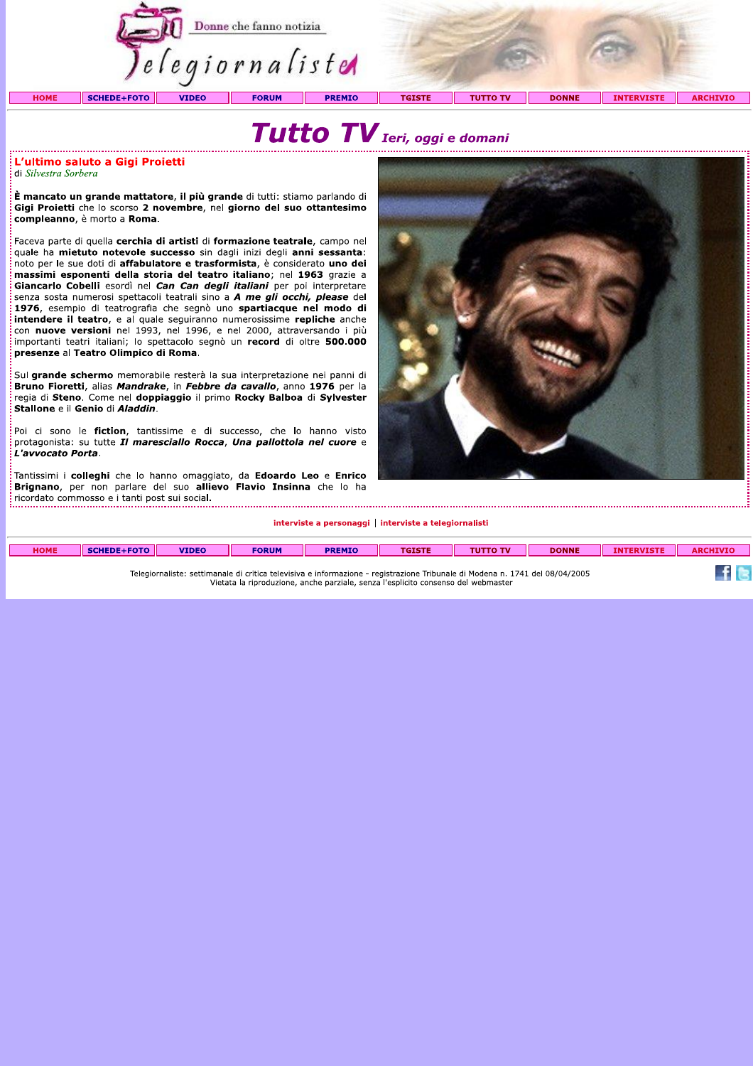Donne che fanno notizia

Telegiornaliste

HOME | SCHEDE+FOTO | VIDEO | FORUM | PREMIO | TGISTE | TUTTO TV | DONNE | INTERVISTE | ARCHIVIO

# Tutto TV *Ieri, oggi e domani*

## L'ultimo saluto a Gigi Proietti

di *Silvestra Sorbera*

**È mancato un grande mattatore, il più grande** di tutti: stiamo parlando di **Gigi Proietti** che lo scorso **2 novembre**, nel **giorno del suo ottantesimo compleanno**, è morto a **Roma**.

Faceva parte di quella **cerchia di artisti** di **formazione teatrale**, campo nel quale ha **mietuto notevole successo** sin dagli inizi degli **anni sessanta**: noto per **le** sue doti di **affabulatore e trasformista**, è considerato **uno dei massimi esponenti della storia del teatro italiano**; nel **1963** grazie a **Giancarlo Cobelli** esordì nel ***Can Can degli italiani*** per poi interpretare senza sosta numerosi spettacoli teatrali sino a ***A me gli occhi, please*** del **1976**, esempio di teatrografia che segnò uno **spartiacque nel modo di intendere il teatro**, e al quale seguiranno numerosissime **repliche** anche con **nuove versioni** nel 1993, nel 1996, e nel 2000, attraversando i più importanti teatri italiani; lo spettacolo segnò un **record** di oltre **500.000 presenze** al **Teatro Olimpico di Roma**.

Sul **grande schermo** memorabile resterà la sua interpretazione nei panni di **Bruno Fioretti**, alias ***Mandrake***, in ***Febbre da cavallo***, anno **1976** per la regia di **Steno**. Come nel **doppiaggio** il primo **Rocky Balboa** di **Sylvester Stallone** e il **Genio** di ***Aladdin***.

Poi ci sono le **fiction**, tantissime e di successo, che **lo** hanno visto protagonista: su tutte ***Il maresciallo Rocca***, ***Una pallottola nel cuore*** e ***L'avvocato Porta***.

Tantissimi i **colleghi** che lo hanno omaggiato, da **Edoardo Leo** e **Enrico Brignano**, per non parlare del suo **allievo Flavio Insinna** che lo ha ricordato commosso e i tanti post sui social**.**

interviste a personaggi | interviste a telegiornalisti

HOME | SCHEDE+FOTO | VIDEO | FORUM | PREMIO | TGISTE | TUTTO TV | DONNE | INTERVISTE | ARCHIVIO

Telegiornaliste: settimanale di critica televisiva e informazione - registrazione Tribunale di Modena n. 1741 del 08/04/2005
Vietata la riproduzione, anche parziale, senza l'esplicito consenso del webmaster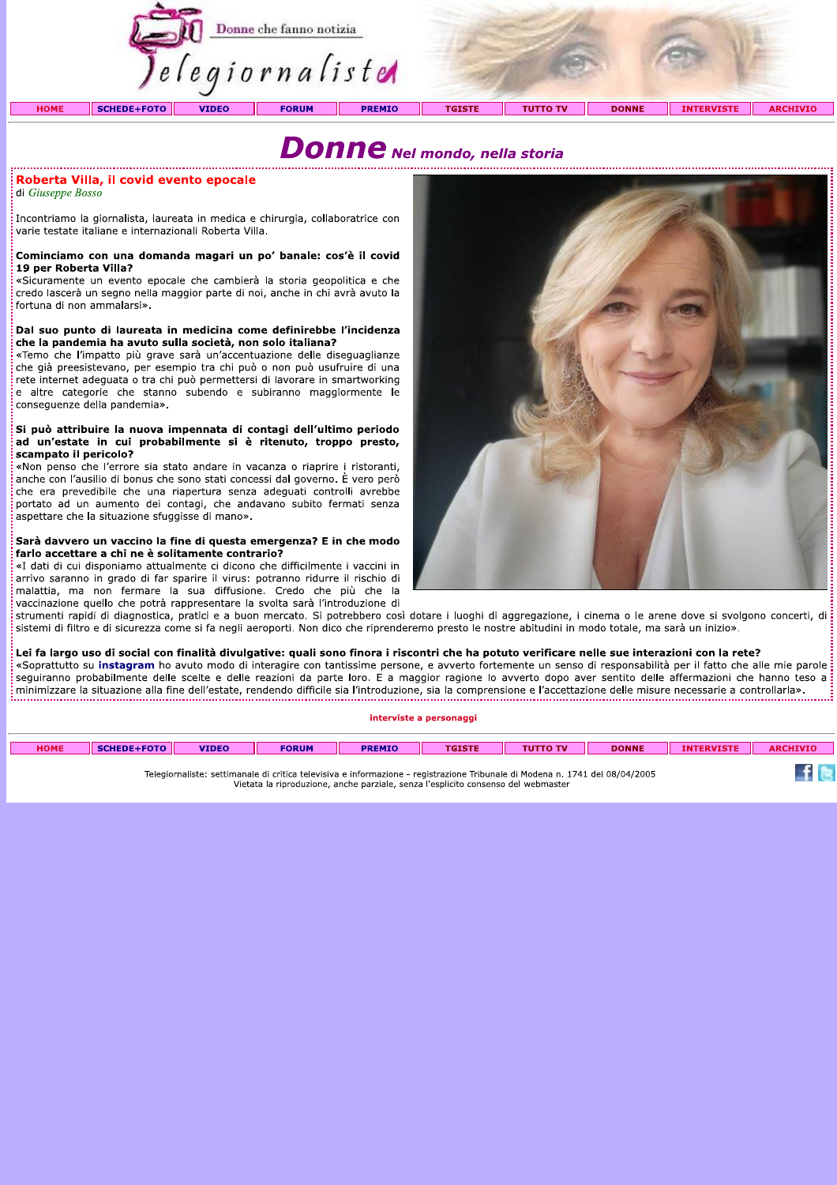# Donne *Nel mondo, nella storia*

## Roberta Villa, il covid evento epocale

di *Giuseppe Bosso*

Incontriamo la giornalista, laureata in medica e chirurgia, collaboratrice con varie testate italiane e internazionali Roberta Villa.

**Cominciamo con una domanda magari un po' banale: cos'è il covid 19 per Roberta Villa?**
«Sicuramente un evento epocale che cambierà la storia geopolitica e che credo lascerà un segno nella maggior parte di noi, anche in chi avrà avuto la fortuna di non ammalarsi».

**Dal suo punto di laureata in medicina come definirebbe l'incidenza che la pandemia ha avuto sulla società, non solo italiana?**
«Temo che l'impatto più grave sarà un'accentuazione delle diseguaglianze che già preesistevano, per esempio tra chi può o non può usufruire di una rete internet adeguata o tra chi può permettersi di lavorare in smartworking e altre categorie che stanno subendo e subiranno maggiormente le conseguenze della pandemia».

**Si può attribuire la nuova impennata di contagi dell'ultimo periodo ad un'estate in cui probabilmente si è ritenuto, troppo presto, scampato il pericolo?**
«Non penso che l'errore sia stato andare in vacanza o riaprire i ristoranti, anche con l'ausilio di bonus che sono stati concessi dal governo. È vero però che era prevedibile che una riapertura senza adeguati controlli avrebbe portato ad un aumento dei contagi, che andavano subito fermati senza aspettare che la situazione sfuggisse di mano».

**Sarà davvero un vaccino la fine di questa emergenza? E in che modo farlo accettare a chi ne è solitamente contrario?**
«I dati di cui disponiamo attualmente ci dicono che difficilmente i vaccini in arrivo saranno in grado di far sparire il virus: potranno ridurre il rischio di malattia, ma non fermare la sua diffusione. Credo che più che la vaccinazione quello che potrà rappresentare la svolta sarà l'introduzione di strumenti rapidi di diagnostica, pratici e a buon mercato. Si potrebbero così dotare i luoghi di aggregazione, i cinema o le arene dove si svolgono concerti, di sistemi di filtro e di sicurezza come si fa negli aeroporti. Non dico che riprenderemo presto le nostre abitudini in modo totale, ma sarà un inizio».

**Lei fa largo uso di social con finalità divulgative: quali sono finora i riscontri che ha potuto verificare nelle sue interazioni con la rete?**
«Soprattutto su **instagram** ho avuto modo di interagire con tantissime persone, e avverto fortemente un senso di responsabilità per il fatto che alle mie parole seguiranno probabilmente delle scelte e delle reazioni da parte loro. E a maggior ragione lo avverto dopo aver sentito delle affermazioni che hanno teso a minimizzare la situazione alla fine dell'estate, rendendo difficile sia l'introduzione, sia la comprensione e l'accettazione delle misure necessarie a controllarla».

interviste a personaggi

Telegiornaliste: settimanale di critica televisiva e informazione - registrazione Tribunale di Modena n. 1741 del 08/04/2005
Vietata la riproduzione, anche parziale, senza l'esplicito consenso del webmaster